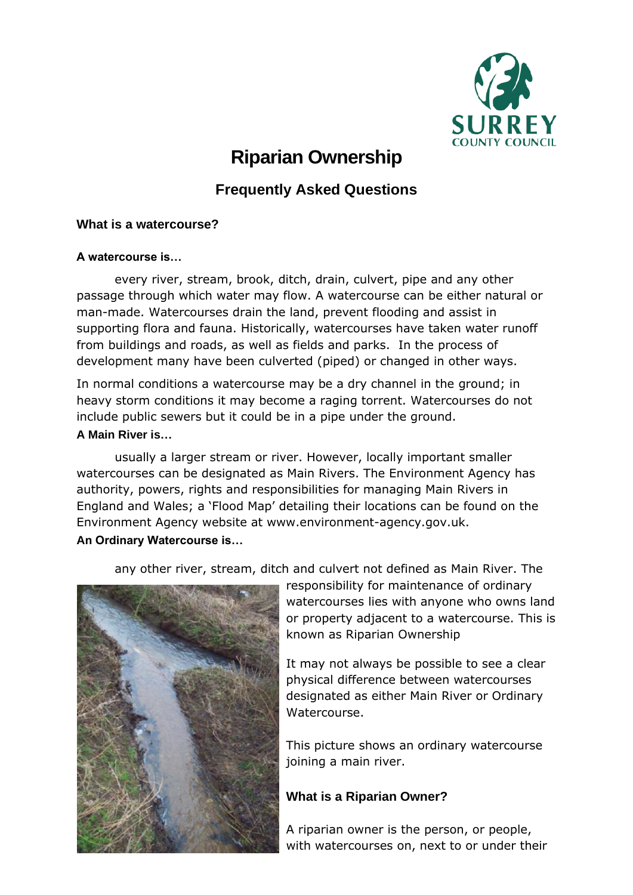# Riparian Ownership

## Frequently Asked Questions

### What is a watercourse?

#### A watercourse is…

every river, stream, brook, ditch, drain, culvert, pipe and any other passage through which water may flow. A watercourse can be either natural or man-made. Watercourses drain the land, prevent flooding and assist in supporting flora and fauna. Historically, watercourses have taken water runoff from buildings and roads, as well as fields and parks. In the process of development many have been culverted (piped) or changed in other ways.

In normal conditions a watercourse may be a dry channel in the ground; in heavy storm conditions it may become a raging torrent. Watercourses do not include public sewers but it could be in a pipe under the ground.

#### A Main River is…

usually a larger stream or river. However, locally important smaller watercourses can be designated as Main Rivers. The Environment Agency has authority, powers, rights and responsibilities for managing Main Rivers in England and Wales; a 'Flood Map' detailing their locations can be found on the Environment Agency website at www.environment-agency.gov.uk.

#### An Ordinary Watercourse is…

any other river, stream, ditch and culvert not defined as Main River. The responsibility for maintenance of ordinary watercourses lies with anyone who owns land or property adjacent to a watercourse. This is known as Riparian Ownership

It may not always be possible to see a clear physical difference between watercourses designated as either Main River or Ordinary Watercourse.

This picture shows an ordinary watercourse joining a main river.

### What is a Riparian Owner?

A riparian owner is the person, or people, with watercourses on, next to or under their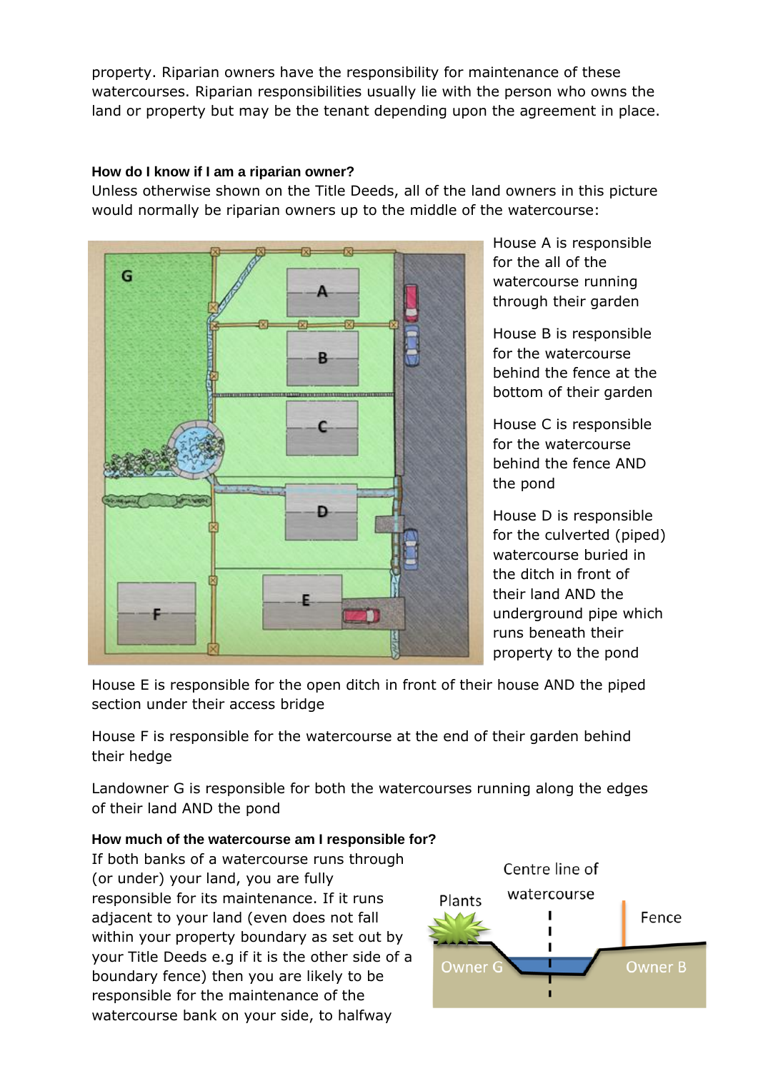property. Riparian owners have the responsibility for maintenance of these watercourses. Riparian responsibilities usually lie with the person who owns the land or property but may be the tenant depending upon the agreement in place.

**How do I know if I am a riparian owner?**

Unless otherwise shown on the Title Deeds, all of the land owners in this picture would normally be riparian owners up to the middle of the watercourse:

House A is responsible for the all of the watercourse running through their garden

House B is responsible for the watercourse behind the fence at the bottom of their garden

House C is responsible for the watercourse behind the fence AND the pond

House D is responsible for the culverted (piped) watercourse buried in the ditch in front of their land AND the underground pipe which runs beneath their property to the pond

House E is responsible for the open ditch in front of their house AND the piped section under their access bridge

House F is responsible for the watercourse at the end of their garden behind their hedge

Landowner G is responsible for both the watercourses running along the edges of their land AND the pond

**How much of the watercourse am I responsible for?**

If both banks of a watercourse runs through (or under) your land, you are fully responsible for its maintenance. If it runs adjacent to your land (even does not fall within your property boundary as set out by your Title Deeds e.g if it is the other side of a boundary fence) then you are likely to be responsible for the maintenance of the watercourse bank on your side, to halfway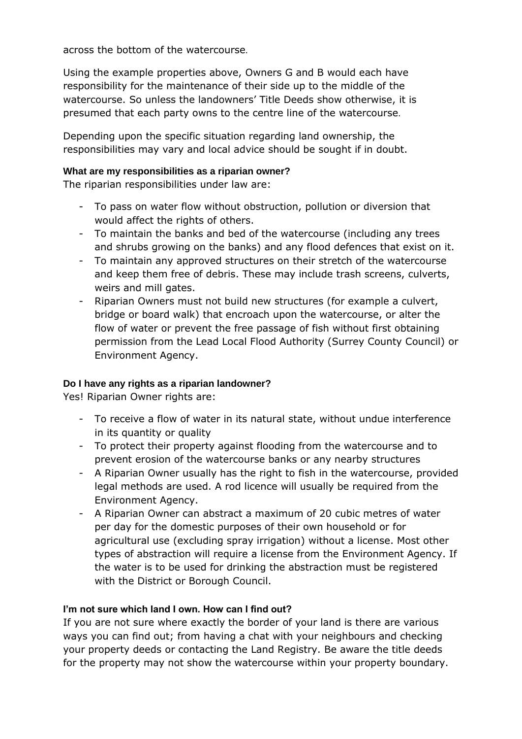across the bottom of the watercourse.

Using the example properties above, Owners G and B would each have responsibility for the maintenance of their side up to the middle of the watercourse. So unless the landowners' Title Deeds show otherwise, it is presumed that each party owns to the centre line of the watercourse.

Depending upon the specific situation regarding land ownership, the responsibilities may vary and local advice should be sought if in doubt.

**What are my responsibilities as a riparian owner?**

The riparian responsibilities under law are:

- To pass on water flow without obstruction, pollution or diversion that would affect the rights of others.
- To maintain the banks and bed of the watercourse (including any trees and shrubs growing on the banks) and any flood defences that exist on it.
- To maintain any approved structures on their stretch of the watercourse and keep them free of debris. These may include trash screens, culverts, weirs and mill gates.
- Riparian Owners must not build new structures (for example a culvert, bridge or board walk) that encroach upon the watercourse, or alter the flow of water or prevent the free passage of fish without first obtaining permission from the Lead Local Flood Authority (Surrey County Council) or Environment Agency.

**Do I have any rights as a riparian landowner?**

Yes! Riparian Owner rights are:

- To receive a flow of water in its natural state, without undue interference in its quantity or quality
- To protect their property against flooding from the watercourse and to prevent erosion of the watercourse banks or any nearby structures
- A Riparian Owner usually has the right to fish in the watercourse, provided legal methods are used. A rod licence will usually be required from the Environment Agency.
- A Riparian Owner can abstract a maximum of 20 cubic metres of water per day for the domestic purposes of their own household or for agricultural use (excluding spray irrigation) without a license. Most other types of abstraction will require a license from the Environment Agency. If the water is to be used for drinking the abstraction must be registered with the District or Borough Council.

**I'm not sure which land I own. How can I find out?**

If you are not sure where exactly the border of your land is there are various ways you can find out; from having a chat with your neighbours and checking your property deeds or contacting the Land Registry. Be aware the title deeds for the property may not show the watercourse within your property boundary.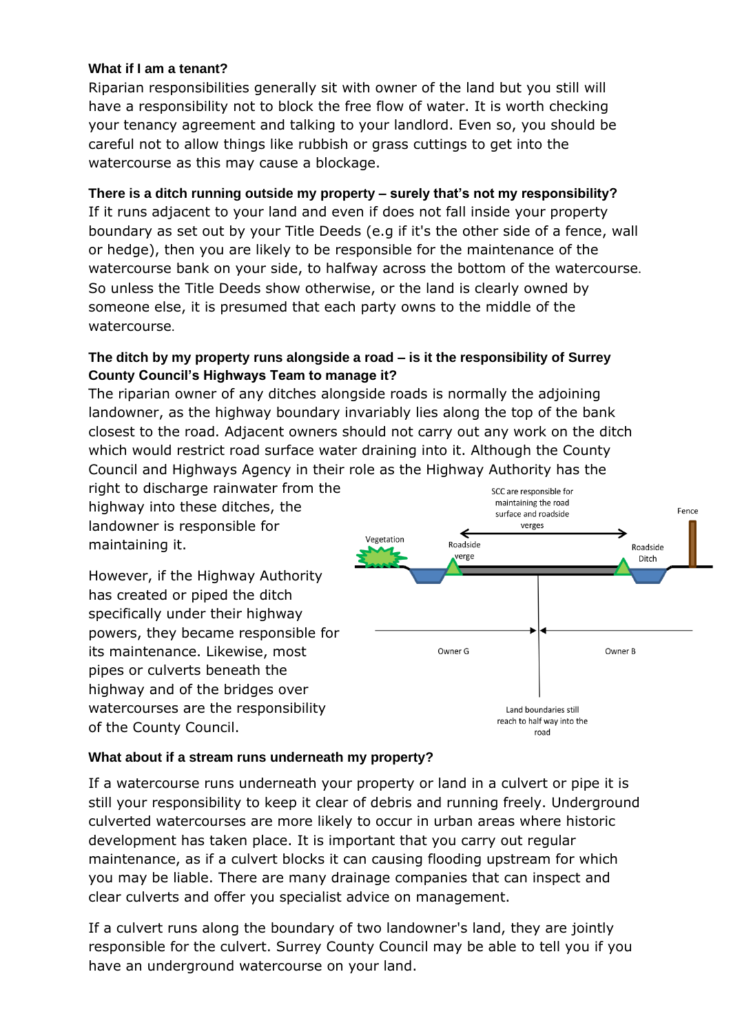**What if I am a tenant?**

Riparian responsibilities generally sit with owner of the land but you still will have a responsibility not to block the free flow of water. It is worth checking your tenancy agreement and talking to your landlord. Even so, you should be careful not to allow things like rubbish or grass cuttings to get into the watercourse as this may cause a blockage.

**There is a ditch running outside my property – surely that's not my responsibility?**

If it runs adjacent to your land and even if does not fall inside your property boundary as set out by your Title Deeds (e.g if it's the other side of a fence, wall or hedge), then you are likely to be responsible for the maintenance of the watercourse bank on your side, to halfway across the bottom of the watercourse. So unless the Title Deeds show otherwise, or the land is clearly owned by someone else, it is presumed that each party owns to the middle of the watercourse.

**The ditch by my property runs alongside a road – is it the responsibility of Surrey County Council's Highways Team to manage it?**

The riparian owner of any ditches alongside roads is normally the adjoining landowner, as the highway boundary invariably lies along the top of the bank closest to the road. Adjacent owners should not carry out any work on the ditch which would restrict road surface water draining into it. Although the County Council and Highways Agency in their role as the Highway Authority has the right to discharge rainwater from the highway into these ditches, the landowner is responsible for maintaining it.

However, if the Highway Authority has created or piped the ditch specifically under their highway powers, they became responsible for its maintenance. Likewise, most pipes or culverts beneath the highway and of the bridges over watercourses are the responsibility of the County Council.

**What about if a stream runs underneath my property?**

If a watercourse runs underneath your property or land in a culvert or pipe it is still your responsibility to keep it clear of debris and running freely. Underground culverted watercourses are more likely to occur in urban areas where historic development has taken place. It is important that you carry out regular maintenance, as if a culvert blocks it can causing flooding upstream for which you may be liable. There are many drainage companies that can inspect and clear culverts and offer you specialist advice on management.

If a culvert runs along the boundary of two landowner's land, they are jointly responsible for the culvert. Surrey County Council may be able to tell you if you have an underground watercourse on your land.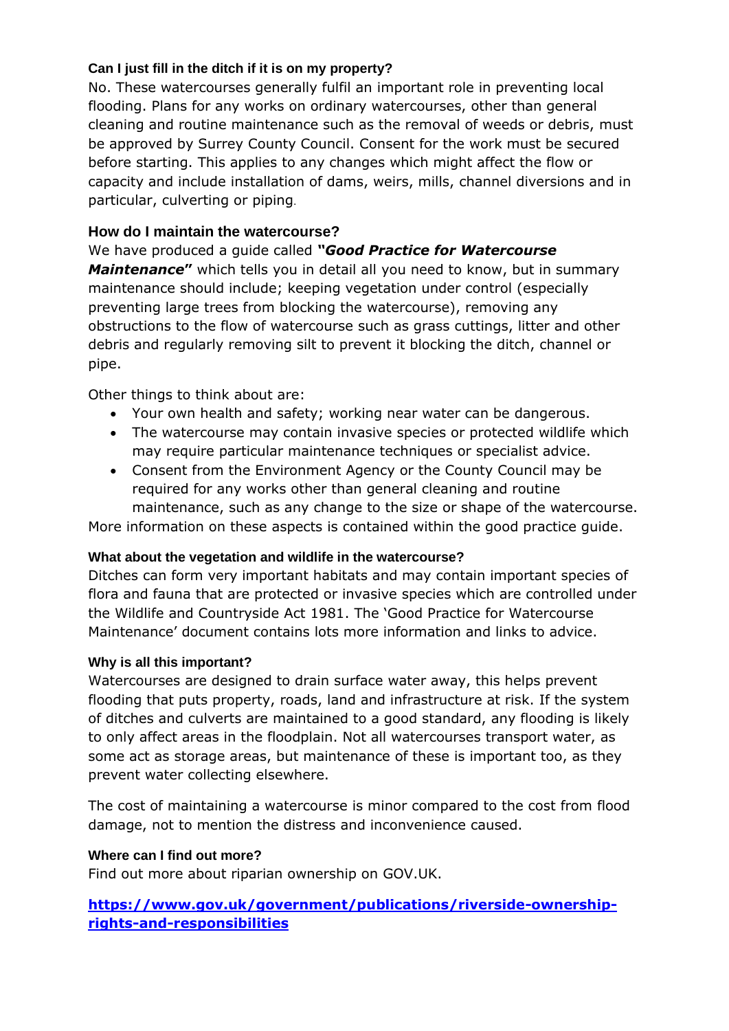### Can I just fill in the ditch if it is on my property?

No. These watercourses generally fulfil an important role in preventing local flooding. Plans for any works on ordinary watercourses, other than general cleaning and routine maintenance such as the removal of weeds or debris, must be approved by Surrey County Council. Consent for the work must be secured before starting. This applies to any changes which might affect the flow or capacity and include installation of dams, weirs, mills, channel diversions and in particular, culverting or piping.

### How do I maintain the watercourse?

We have produced a guide called ***"Good Practice for Watercourse Maintenance"*** which tells you in detail all you need to know, but in summary maintenance should include; keeping vegetation under control (especially preventing large trees from blocking the watercourse), removing any obstructions to the flow of watercourse such as grass cuttings, litter and other debris and regularly removing silt to prevent it blocking the ditch, channel or pipe.

Other things to think about are:

- Your own health and safety; working near water can be dangerous.
- The watercourse may contain invasive species or protected wildlife which may require particular maintenance techniques or specialist advice.
- Consent from the Environment Agency or the County Council may be required for any works other than general cleaning and routine maintenance, such as any change to the size or shape of the watercourse.

More information on these aspects is contained within the good practice guide.

### What about the vegetation and wildlife in the watercourse?

Ditches can form very important habitats and may contain important species of flora and fauna that are protected or invasive species which are controlled under the Wildlife and Countryside Act 1981. The 'Good Practice for Watercourse Maintenance' document contains lots more information and links to advice.

### Why is all this important?

Watercourses are designed to drain surface water away, this helps prevent flooding that puts property, roads, land and infrastructure at risk. If the system of ditches and culverts are maintained to a good standard, any flooding is likely to only affect areas in the floodplain. Not all watercourses transport water, as some act as storage areas, but maintenance of these is important too, as they prevent water collecting elsewhere.

The cost of maintaining a watercourse is minor compared to the cost from flood damage, not to mention the distress and inconvenience caused.

### Where can I find out more?

Find out more about riparian ownership on GOV.UK.

**https://www.gov.uk/government/publications/riverside-ownership-rights-and-responsibilities**